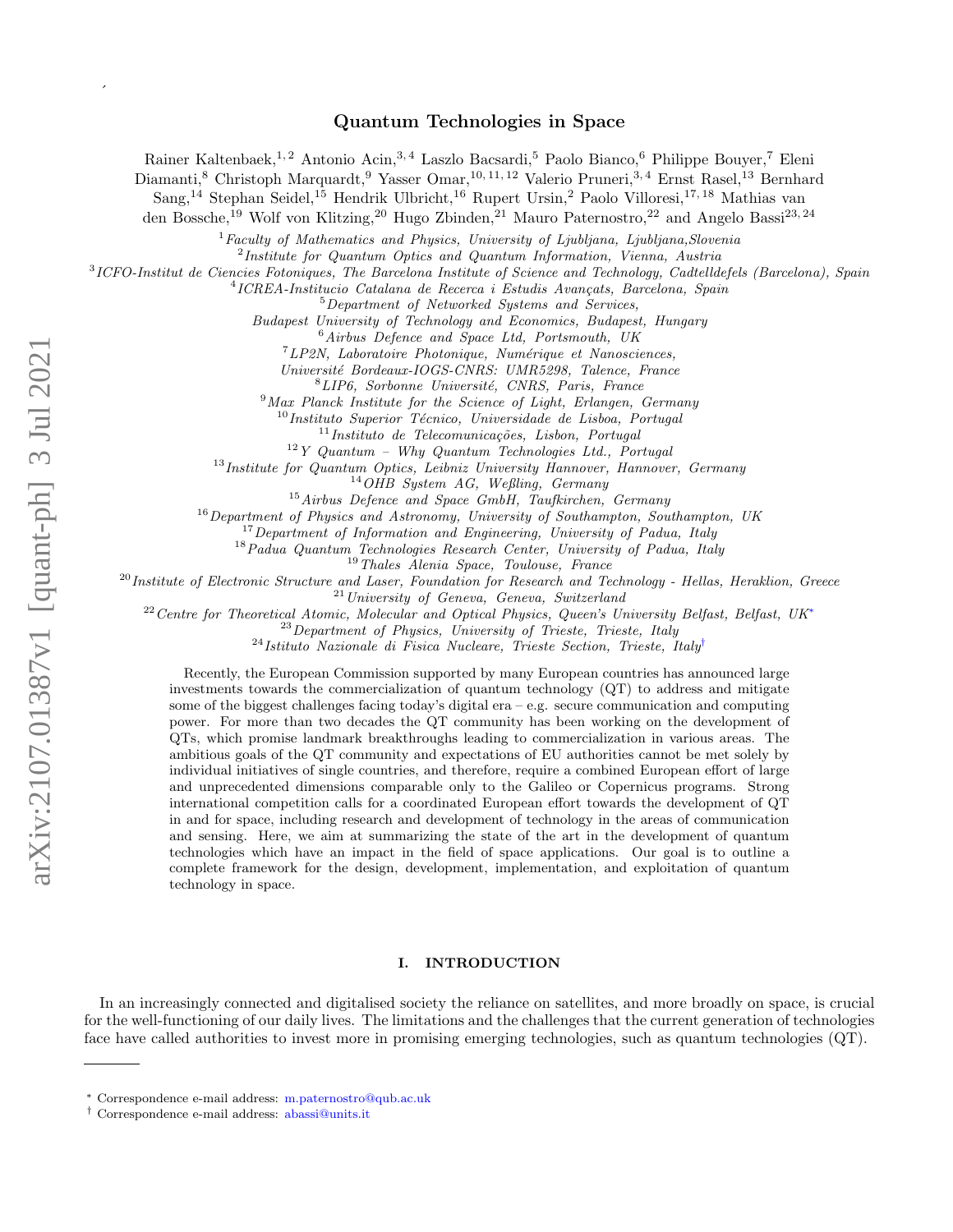# Quantum Technologies in Space

Rainer Kaltenbaek,[1,2] Antonio Acin,[3,4] Laszlo Bacsardi,[5] Paolo Bianco,[6] Philippe Bouyer,[7] Eleni Diamanti,[8] Christoph Marquardt,[9] Yasser Omar,[10,11,12] Valerio Pruneri,[3,4] Ernst Rasel,[13] Bernhard Sang,[14] Stephan Seidel,[15] Hendrik Ulbricht,[16] Rupert Ursin,[2] Paolo Villoresi,[17,18] Mathias van den Bossche,[19] Wolf von Klitzing,[20] Hugo Zbinden,[21] Mauro Paternostro,[22] and Angelo Bassi[23,24]

[1] *Faculty of Mathematics and Physics, University of Ljubljana, Ljubljana, Slovenia*
[2] *Institute for Quantum Optics and Quantum Information, Vienna, Austria*
[3] *ICFO-Institut de Ciencies Fotoniques, The Barcelona Institute of Science and Technology, Cadtelldefels (Barcelona), Spain*
[4] *ICREA-Institucio Catalana de Recerca i Estudis Avançats, Barcelona, Spain*
[5] *Department of Networked Systems and Services, Budapest University of Technology and Economics, Budapest, Hungary*
[6] *Airbus Defence and Space Ltd, Portsmouth, UK*
[7] *LP2N, Laboratoire Photonique, Numérique et Nanosciences, Université Bordeaux-IOGS-CNRS: UMR5298, Talence, France*
[8] *LIP6, Sorbonne Université, CNRS, Paris, France*
[9] *Max Planck Institute for the Science of Light, Erlangen, Germany*
[10] *Instituto Superior Técnico, Universidade de Lisboa, Portugal*
[11] *Instituto de Telecomunicações, Lisbon, Portugal*
[12] *Y Quantum – Why Quantum Technologies Ltd., Portugal*
[13] *Institute for Quantum Optics, Leibniz University Hannover, Hannover, Germany*
[14] *OHB System AG, Weßling, Germany*
[15] *Airbus Defence and Space GmbH, Taufkirchen, Germany*
[16] *Department of Physics and Astronomy, University of Southampton, Southampton, UK*
[17] *Department of Information and Engineering, University of Padua, Italy*
[18] *Padua Quantum Technologies Research Center, University of Padua, Italy*
[19] *Thales Alenia Space, Toulouse, France*
[20] *Institute of Electronic Structure and Laser, Foundation for Research and Technology - Hellas, Heraklion, Greece*
[21] *University of Geneva, Geneva, Switzerland*
[22] *Centre for Theoretical Atomic, Molecular and Optical Physics, Queen's University Belfast, Belfast, UK*[*]
[23] *Department of Physics, University of Trieste, Trieste, Italy*
[24] *Istituto Nazionale di Fisica Nucleare, Trieste Section, Trieste, Italy*[†]

Recently, the European Commission supported by many European countries has announced large investments towards the commercialization of quantum technology (QT) to address and mitigate some of the biggest challenges facing today's digital era – e.g. secure communication and computing power. For more than two decades the QT community has been working on the development of QTs, which promise landmark breakthroughs leading to commercialization in various areas. The ambitious goals of the QT community and expectations of EU authorities cannot be met solely by individual initiatives of single countries, and therefore, require a combined European effort of large and unprecedented dimensions comparable only to the Galileo or Copernicus programs. Strong international competition calls for a coordinated European effort towards the development of QT in and for space, including research and development of technology in the areas of communication and sensing. Here, we aim at summarizing the state of the art in the development of quantum technologies which have an impact in the field of space applications. Our goal is to outline a complete framework for the design, development, implementation, and exploitation of quantum technology in space.

## I. INTRODUCTION

In an increasingly connected and digitalised society the reliance on satellites, and more broadly on space, is crucial for the well-functioning of our daily lives. The limitations and the challenges that the current generation of technologies face have called authorities to invest more in promising emerging technologies, such as quantum technologies (QT).

---

[*] Correspondence e-mail address: m.paternostro@qub.ac.uk
[†] Correspondence e-mail address: abassi@units.it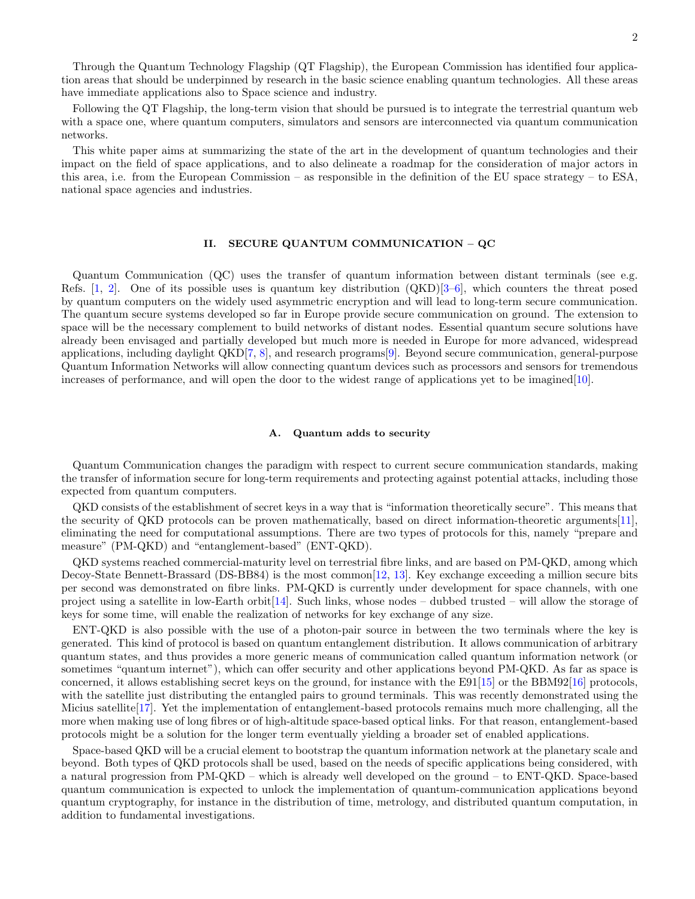Through the Quantum Technology Flagship (QT Flagship), the European Commission has identified four application areas that should be underpinned by research in the basic science enabling quantum technologies. All these areas have immediate applications also to Space science and industry.

Following the QT Flagship, the long-term vision that should be pursued is to integrate the terrestrial quantum web with a space one, where quantum computers, simulators and sensors are interconnected via quantum communication networks.

This white paper aims at summarizing the state of the art in the development of quantum technologies and their impact on the field of space applications, and to also delineate a roadmap for the consideration of major actors in this area, i.e. from the European Commission – as responsible in the definition of the EU space strategy – to ESA, national space agencies and industries.

## II. SECURE QUANTUM COMMUNICATION – QC

Quantum Communication (QC) uses the transfer of quantum information between distant terminals (see e.g. Refs. [1, 2]. One of its possible uses is quantum key distribution (QKD)[3–6], which counters the threat posed by quantum computers on the widely used asymmetric encryption and will lead to long-term secure communication. The quantum secure systems developed so far in Europe provide secure communication on ground. The extension to space will be the necessary complement to build networks of distant nodes. Essential quantum secure solutions have already been envisaged and partially developed but much more is needed in Europe for more advanced, widespread applications, including daylight QKD[7, 8], and research programs[9]. Beyond secure communication, general-purpose Quantum Information Networks will allow connecting quantum devices such as processors and sensors for tremendous increases of performance, and will open the door to the widest range of applications yet to be imagined[10].

### A. Quantum adds to security

Quantum Communication changes the paradigm with respect to current secure communication standards, making the transfer of information secure for long-term requirements and protecting against potential attacks, including those expected from quantum computers.

QKD consists of the establishment of secret keys in a way that is "information theoretically secure". This means that the security of QKD protocols can be proven mathematically, based on direct information-theoretic arguments[11], eliminating the need for computational assumptions. There are two types of protocols for this, namely "prepare and measure" (PM-QKD) and "entanglement-based" (ENT-QKD).

QKD systems reached commercial-maturity level on terrestrial fibre links, and are based on PM-QKD, among which Decoy-State Bennett-Brassard (DS-BB84) is the most common[12, 13]. Key exchange exceeding a million secure bits per second was demonstrated on fibre links. PM-QKD is currently under development for space channels, with one project using a satellite in low-Earth orbit[14]. Such links, whose nodes – dubbed trusted – will allow the storage of keys for some time, will enable the realization of networks for key exchange of any size.

ENT-QKD is also possible with the use of a photon-pair source in between the two terminals where the key is generated. This kind of protocol is based on quantum entanglement distribution. It allows communication of arbitrary quantum states, and thus provides a more generic means of communication called quantum information network (or sometimes "quantum internet"), which can offer security and other applications beyond PM-QKD. As far as space is concerned, it allows establishing secret keys on the ground, for instance with the E91[15] or the BBM92[16] protocols, with the satellite just distributing the entangled pairs to ground terminals. This was recently demonstrated using the Micius satellite[17]. Yet the implementation of entanglement-based protocols remains much more challenging, all the more when making use of long fibres or of high-altitude space-based optical links. For that reason, entanglement-based protocols might be a solution for the longer term eventually yielding a broader set of enabled applications.

Space-based QKD will be a crucial element to bootstrap the quantum information network at the planetary scale and beyond. Both types of QKD protocols shall be used, based on the needs of specific applications being considered, with a natural progression from PM-QKD – which is already well developed on the ground – to ENT-QKD. Space-based quantum communication is expected to unlock the implementation of quantum-communication applications beyond quantum cryptography, for instance in the distribution of time, metrology, and distributed quantum computation, in addition to fundamental investigations.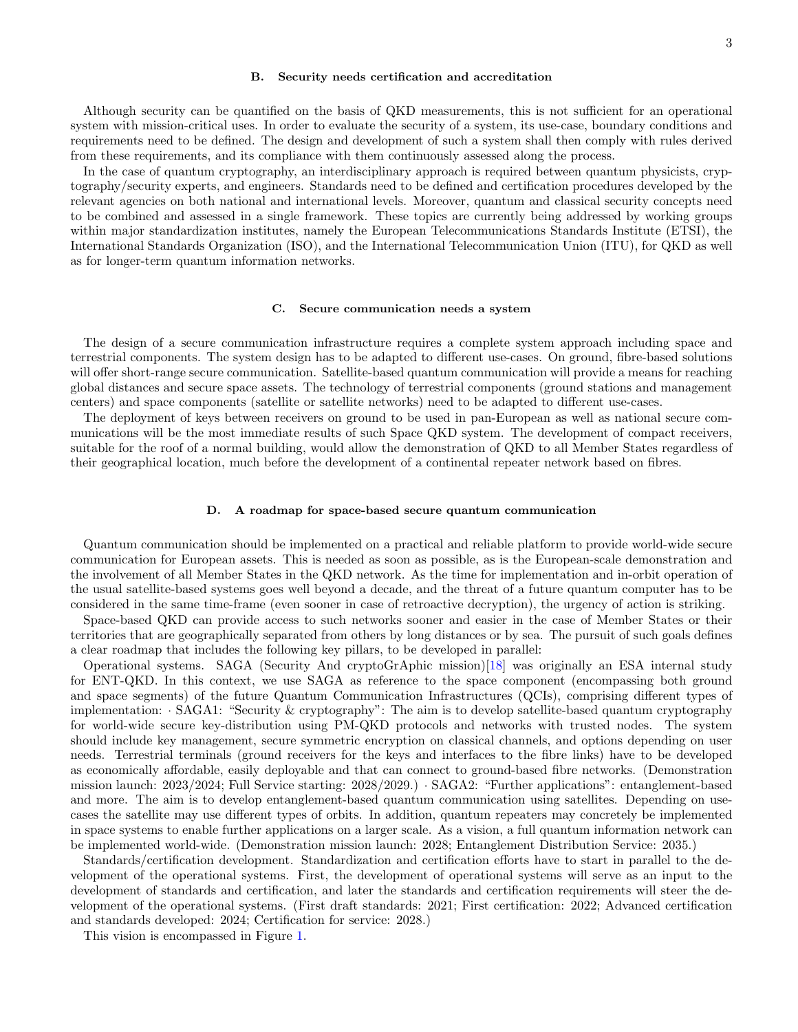### B. Security needs certification and accreditation

Although security can be quantified on the basis of QKD measurements, this is not sufficient for an operational system with mission-critical uses. In order to evaluate the security of a system, its use-case, boundary conditions and requirements need to be defined. The design and development of such a system shall then comply with rules derived from these requirements, and its compliance with them continuously assessed along the process.

In the case of quantum cryptography, an interdisciplinary approach is required between quantum physicists, cryptography/security experts, and engineers. Standards need to be defined and certification procedures developed by the relevant agencies on both national and international levels. Moreover, quantum and classical security concepts need to be combined and assessed in a single framework. These topics are currently being addressed by working groups within major standardization institutes, namely the European Telecommunications Standards Institute (ETSI), the International Standards Organization (ISO), and the International Telecommunication Union (ITU), for QKD as well as for longer-term quantum information networks.

### C. Secure communication needs a system

The design of a secure communication infrastructure requires a complete system approach including space and terrestrial components. The system design has to be adapted to different use-cases. On ground, fibre-based solutions will offer short-range secure communication. Satellite-based quantum communication will provide a means for reaching global distances and secure space assets. The technology of terrestrial components (ground stations and management centers) and space components (satellite or satellite networks) need to be adapted to different use-cases.

The deployment of keys between receivers on ground to be used in pan-European as well as national secure communications will be the most immediate results of such Space QKD system. The development of compact receivers, suitable for the roof of a normal building, would allow the demonstration of QKD to all Member States regardless of their geographical location, much before the development of a continental repeater network based on fibres.

### D. A roadmap for space-based secure quantum communication

Quantum communication should be implemented on a practical and reliable platform to provide world-wide secure communication for European assets. This is needed as soon as possible, as is the European-scale demonstration and the involvement of all Member States in the QKD network. As the time for implementation and in-orbit operation of the usual satellite-based systems goes well beyond a decade, and the threat of a future quantum computer has to be considered in the same time-frame (even sooner in case of retroactive decryption), the urgency of action is striking.

Space-based QKD can provide access to such networks sooner and easier in the case of Member States or their territories that are geographically separated from others by long distances or by sea. The pursuit of such goals defines a clear roadmap that includes the following key pillars, to be developed in parallel:

Operational systems. SAGA (Security And cryptoGrAphic mission)[18] was originally an ESA internal study for ENT-QKD. In this context, we use SAGA as reference to the space component (encompassing both ground and space segments) of the future Quantum Communication Infrastructures (QCIs), comprising different types of implementation: · SAGA1: "Security & cryptography": The aim is to develop satellite-based quantum cryptography for world-wide secure key-distribution using PM-QKD protocols and networks with trusted nodes. The system should include key management, secure symmetric encryption on classical channels, and options depending on user needs. Terrestrial terminals (ground receivers for the keys and interfaces to the fibre links) have to be developed as economically affordable, easily deployable and that can connect to ground-based fibre networks. (Demonstration mission launch: 2023/2024; Full Service starting: 2028/2029.) · SAGA2: "Further applications": entanglement-based and more. The aim is to develop entanglement-based quantum communication using satellites. Depending on use-cases the satellite may use different types of orbits. In addition, quantum repeaters may concretely be implemented in space systems to enable further applications on a larger scale. As a vision, a full quantum information network can be implemented world-wide. (Demonstration mission launch: 2028; Entanglement Distribution Service: 2035.)

Standards/certification development. Standardization and certification efforts have to start in parallel to the development of the operational systems. First, the development of operational systems will serve as an input to the development of standards and certification, and later the standards and certification requirements will steer the development of the operational systems. (First draft standards: 2021; First certification: 2022; Advanced certification and standards developed: 2024; Certification for service: 2028.)

This vision is encompassed in Figure 1.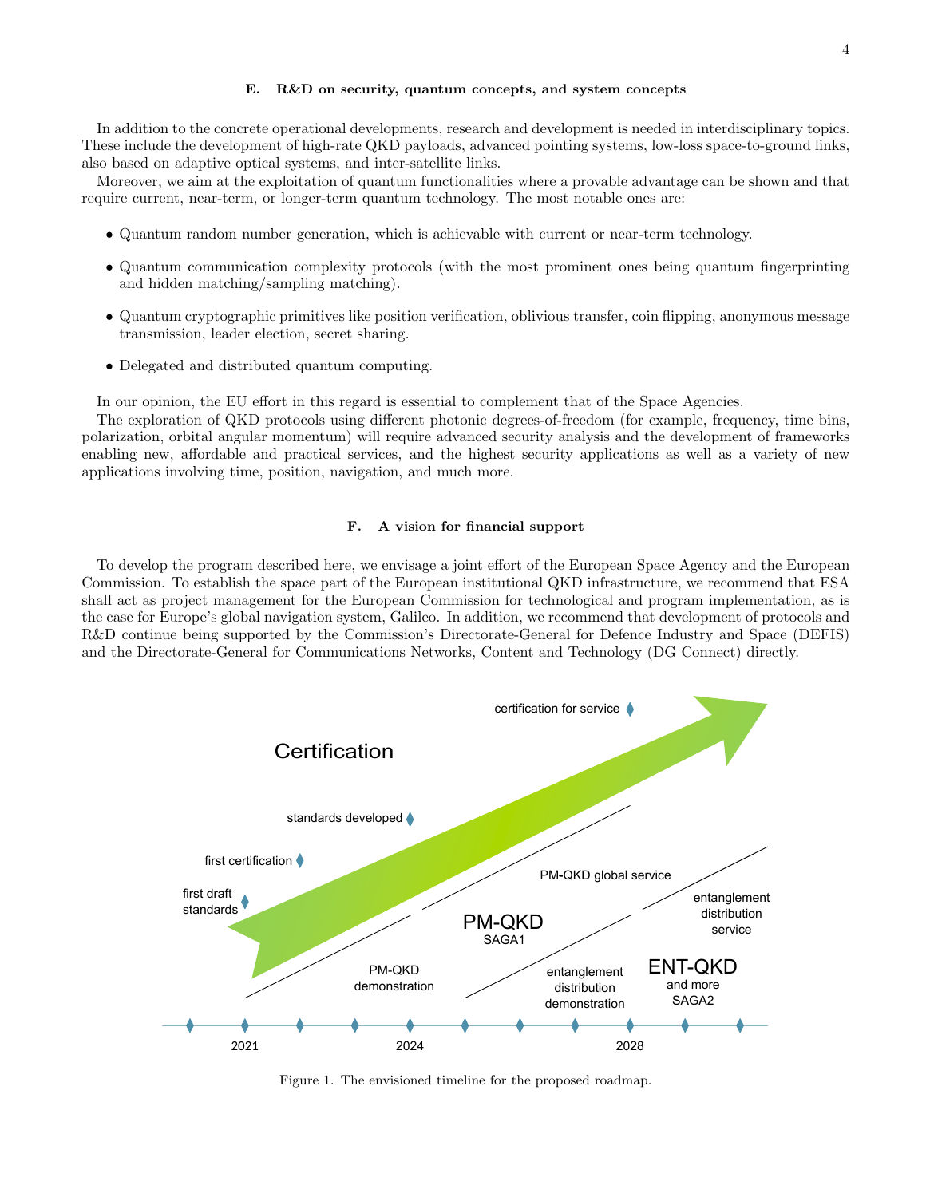### E. R&D on security, quantum concepts, and system concepts

In addition to the concrete operational developments, research and development is needed in interdisciplinary topics. These include the development of high-rate QKD payloads, advanced pointing systems, low-loss space-to-ground links, also based on adaptive optical systems, and inter-satellite links.

Moreover, we aim at the exploitation of quantum functionalities where a provable advantage can be shown and that require current, near-term, or longer-term quantum technology. The most notable ones are:

- Quantum random number generation, which is achievable with current or near-term technology.
- Quantum communication complexity protocols (with the most prominent ones being quantum fingerprinting and hidden matching/sampling matching).
- Quantum cryptographic primitives like position verification, oblivious transfer, coin flipping, anonymous message transmission, leader election, secret sharing.
- Delegated and distributed quantum computing.

In our opinion, the EU effort in this regard is essential to complement that of the Space Agencies.

The exploration of QKD protocols using different photonic degrees-of-freedom (for example, frequency, time bins, polarization, orbital angular momentum) will require advanced security analysis and the development of frameworks enabling new, affordable and practical services, and the highest security applications as well as a variety of new applications involving time, position, navigation, and much more.

### F. A vision for financial support

To develop the program described here, we envisage a joint effort of the European Space Agency and the European Commission. To establish the space part of the European institutional QKD infrastructure, we recommend that ESA shall act as project management for the European Commission for technological and program implementation, as is the case for Europe's global navigation system, Galileo. In addition, we recommend that development of protocols and R&D continue being supported by the Commission's Directorate-General for Defence Industry and Space (DEFIS) and the Directorate-General for Communications Networks, Content and Technology (DG Connect) directly.

Figure 1. The envisioned timeline for the proposed roadmap.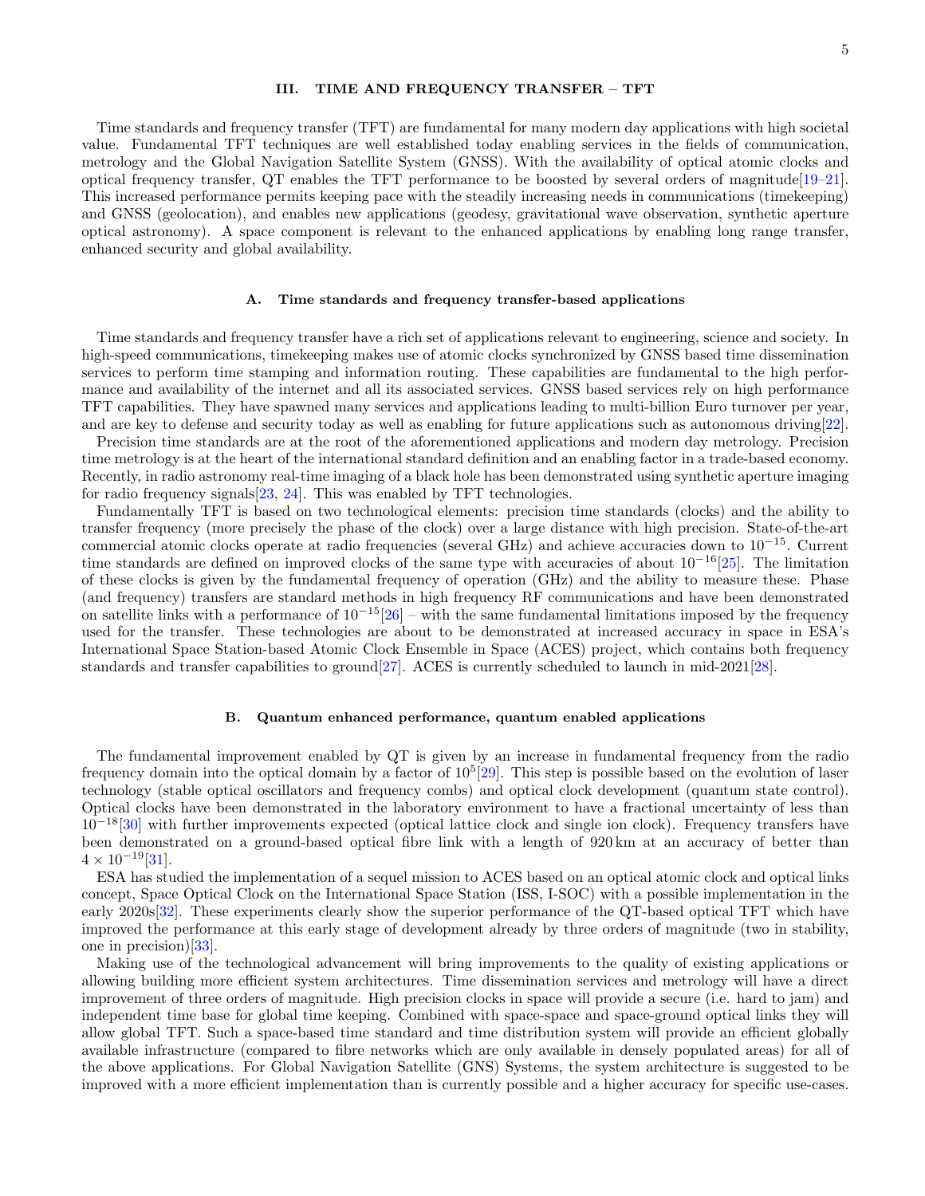## III. TIME AND FREQUENCY TRANSFER – TFT

Time standards and frequency transfer (TFT) are fundamental for many modern day applications with high societal value. Fundamental TFT techniques are well established today enabling services in the fields of communication, metrology and the Global Navigation Satellite System (GNSS). With the availability of optical atomic clocks and optical frequency transfer, QT enables the TFT performance to be boosted by several orders of magnitude[19–21]. This increased performance permits keeping pace with the steadily increasing needs in communications (timekeeping) and GNSS (geolocation), and enables new applications (geodesy, gravitational wave observation, synthetic aperture optical astronomy). A space component is relevant to the enhanced applications by enabling long range transfer, enhanced security and global availability.

### A. Time standards and frequency transfer-based applications

Time standards and frequency transfer have a rich set of applications relevant to engineering, science and society. In high-speed communications, timekeeping makes use of atomic clocks synchronized by GNSS based time dissemination services to perform time stamping and information routing. These capabilities are fundamental to the high performance and availability of the internet and all its associated services. GNSS based services rely on high performance TFT capabilities. They have spawned many services and applications leading to multi-billion Euro turnover per year, and are key to defense and security today as well as enabling for future applications such as autonomous driving[22].

Precision time standards are at the root of the aforementioned applications and modern day metrology. Precision time metrology is at the heart of the international standard definition and an enabling factor in a trade-based economy. Recently, in radio astronomy real-time imaging of a black hole has been demonstrated using synthetic aperture imaging for radio frequency signals[23, 24]. This was enabled by TFT technologies.

Fundamentally TFT is based on two technological elements: precision time standards (clocks) and the ability to transfer frequency (more precisely the phase of the clock) over a large distance with high precision. State-of-the-art commercial atomic clocks operate at radio frequencies (several GHz) and achieve accuracies down to $10^{-15}$. Current time standards are defined on improved clocks of the same type with accuracies of about $10^{-16}$[25]. The limitation of these clocks is given by the fundamental frequency of operation (GHz) and the ability to measure these. Phase (and frequency) transfers are standard methods in high frequency RF communications and have been demonstrated on satellite links with a performance of $10^{-15}$[26] – with the same fundamental limitations imposed by the frequency used for the transfer. These technologies are about to be demonstrated at increased accuracy in space in ESA's International Space Station-based Atomic Clock Ensemble in Space (ACES) project, which contains both frequency standards and transfer capabilities to ground[27]. ACES is currently scheduled to launch in mid-2021[28].

### B. Quantum enhanced performance, quantum enabled applications

The fundamental improvement enabled by QT is given by an increase in fundamental frequency from the radio frequency domain into the optical domain by a factor of $10^5$[29]. This step is possible based on the evolution of laser technology (stable optical oscillators and frequency combs) and optical clock development (quantum state control). Optical clocks have been demonstrated in the laboratory environment to have a fractional uncertainty of less than $10^{-18}$[30] with further improvements expected (optical lattice clock and single ion clock). Frequency transfers have been demonstrated on a ground-based optical fibre link with a length of 920 km at an accuracy of better than $4 \times 10^{-19}$[31].

ESA has studied the implementation of a sequel mission to ACES based on an optical atomic clock and optical links concept, Space Optical Clock on the International Space Station (ISS, I-SOC) with a possible implementation in the early 2020s[32]. These experiments clearly show the superior performance of the QT-based optical TFT which have improved the performance at this early stage of development already by three orders of magnitude (two in stability, one in precision)[33].

Making use of the technological advancement will bring improvements to the quality of existing applications or allowing building more efficient system architectures. Time dissemination services and metrology will have a direct improvement of three orders of magnitude. High precision clocks in space will provide a secure (i.e. hard to jam) and independent time base for global time keeping. Combined with space-space and space-ground optical links they will allow global TFT. Such a space-based time standard and time distribution system will provide an efficient globally available infrastructure (compared to fibre networks which are only available in densely populated areas) for all of the above applications. For Global Navigation Satellite (GNS) Systems, the system architecture is suggested to be improved with a more efficient implementation than is currently possible and a higher accuracy for specific use-cases.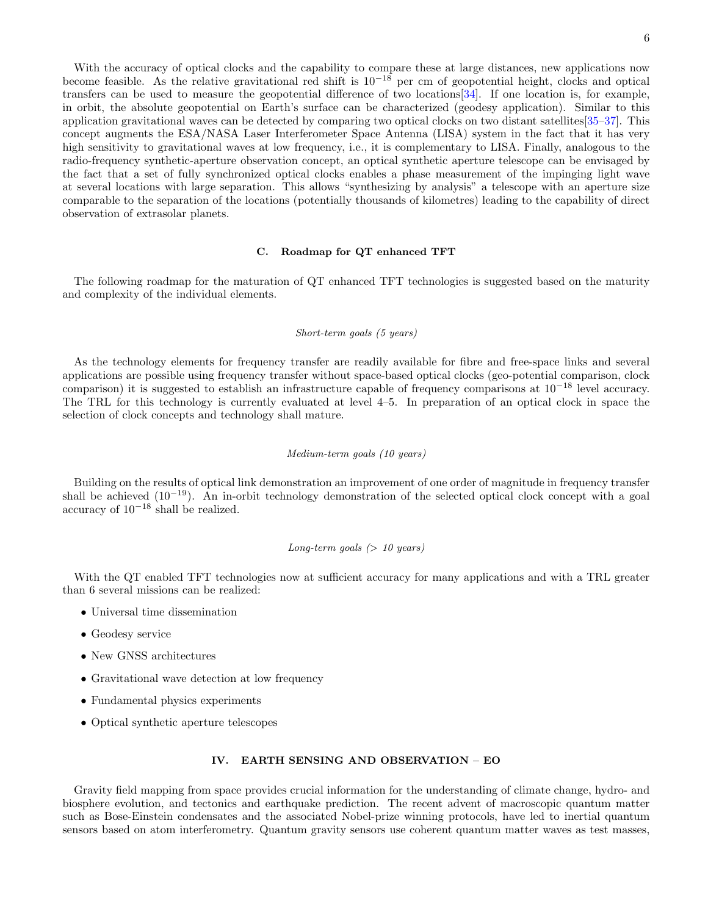With the accuracy of optical clocks and the capability to compare these at large distances, new applications now become feasible. As the relative gravitational red shift is $10^{-18}$ per cm of geopotential height, clocks and optical transfers can be used to measure the geopotential difference of two locations[34]. If one location is, for example, in orbit, the absolute geopotential on Earth's surface can be characterized (geodesy application). Similar to this application gravitational waves can be detected by comparing two optical clocks on two distant satellites[35–37]. This concept augments the ESA/NASA Laser Interferometer Space Antenna (LISA) system in the fact that it has very high sensitivity to gravitational waves at low frequency, i.e., it is complementary to LISA. Finally, analogous to the radio-frequency synthetic-aperture observation concept, an optical synthetic aperture telescope can be envisaged by the fact that a set of fully synchronized optical clocks enables a phase measurement of the impinging light wave at several locations with large separation. This allows "synthesizing by analysis" a telescope with an aperture size comparable to the separation of the locations (potentially thousands of kilometres) leading to the capability of direct observation of extrasolar planets.

### C. Roadmap for QT enhanced TFT

The following roadmap for the maturation of QT enhanced TFT technologies is suggested based on the maturity and complexity of the individual elements.

*Short-term goals (5 years)*

As the technology elements for frequency transfer are readily available for fibre and free-space links and several applications are possible using frequency transfer without space-based optical clocks (geo-potential comparison, clock comparison) it is suggested to establish an infrastructure capable of frequency comparisons at $10^{-18}$ level accuracy. The TRL for this technology is currently evaluated at level 4–5. In preparation of an optical clock in space the selection of clock concepts and technology shall mature.

*Medium-term goals (10 years)*

Building on the results of optical link demonstration an improvement of one order of magnitude in frequency transfer shall be achieved ($10^{-19}$). An in-orbit technology demonstration of the selected optical clock concept with a goal accuracy of $10^{-18}$ shall be realized.

*Long-term goals (> 10 years)*

With the QT enabled TFT technologies now at sufficient accuracy for many applications and with a TRL greater than 6 several missions can be realized:

- Universal time dissemination
- Geodesy service
- New GNSS architectures
- Gravitational wave detection at low frequency
- Fundamental physics experiments
- Optical synthetic aperture telescopes

## IV. EARTH SENSING AND OBSERVATION – EO

Gravity field mapping from space provides crucial information for the understanding of climate change, hydro- and biosphere evolution, and tectonics and earthquake prediction. The recent advent of macroscopic quantum matter such as Bose-Einstein condensates and the associated Nobel-prize winning protocols, have led to inertial quantum sensors based on atom interferometry. Quantum gravity sensors use coherent quantum matter waves as test masses,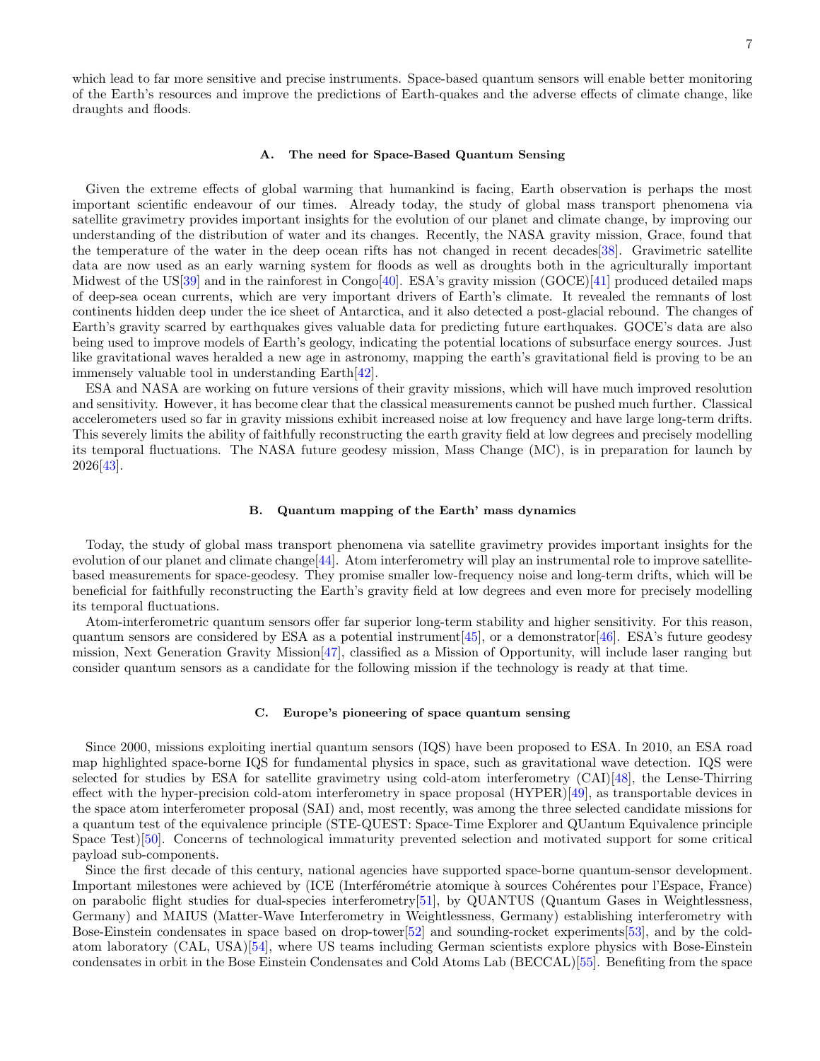which lead to far more sensitive and precise instruments. Space-based quantum sensors will enable better monitoring of the Earth's resources and improve the predictions of Earth-quakes and the adverse effects of climate change, like draughts and floods.

### A. The need for Space-Based Quantum Sensing

Given the extreme effects of global warming that humankind is facing, Earth observation is perhaps the most important scientific endeavour of our times. Already today, the study of global mass transport phenomena via satellite gravimetry provides important insights for the evolution of our planet and climate change, by improving our understanding of the distribution of water and its changes. Recently, the NASA gravity mission, Grace, found that the temperature of the water in the deep ocean rifts has not changed in recent decades[38]. Gravimetric satellite data are now used as an early warning system for floods as well as droughts both in the agriculturally important Midwest of the US[39] and in the rainforest in Congo[40]. ESA's gravity mission (GOCE)[41] produced detailed maps of deep-sea ocean currents, which are very important drivers of Earth's climate. It revealed the remnants of lost continents hidden deep under the ice sheet of Antarctica, and it also detected a post-glacial rebound. The changes of Earth's gravity scarred by earthquakes gives valuable data for predicting future earthquakes. GOCE's data are also being used to improve models of Earth's geology, indicating the potential locations of subsurface energy sources. Just like gravitational waves heralded a new age in astronomy, mapping the earth's gravitational field is proving to be an immensely valuable tool in understanding Earth[42].

ESA and NASA are working on future versions of their gravity missions, which will have much improved resolution and sensitivity. However, it has become clear that the classical measurements cannot be pushed much further. Classical accelerometers used so far in gravity missions exhibit increased noise at low frequency and have large long-term drifts. This severely limits the ability of faithfully reconstructing the earth gravity field at low degrees and precisely modelling its temporal fluctuations. The NASA future geodesy mission, Mass Change (MC), is in preparation for launch by 2026[43].

### B. Quantum mapping of the Earth' mass dynamics

Today, the study of global mass transport phenomena via satellite gravimetry provides important insights for the evolution of our planet and climate change[44]. Atom interferometry will play an instrumental role to improve satellite-based measurements for space-geodesy. They promise smaller low-frequency noise and long-term drifts, which will be beneficial for faithfully reconstructing the Earth's gravity field at low degrees and even more for precisely modelling its temporal fluctuations.

Atom-interferometric quantum sensors offer far superior long-term stability and higher sensitivity. For this reason, quantum sensors are considered by ESA as a potential instrument[45], or a demonstrator[46]. ESA's future geodesy mission, Next Generation Gravity Mission[47], classified as a Mission of Opportunity, will include laser ranging but consider quantum sensors as a candidate for the following mission if the technology is ready at that time.

### C. Europe's pioneering of space quantum sensing

Since 2000, missions exploiting inertial quantum sensors (IQS) have been proposed to ESA. In 2010, an ESA road map highlighted space-borne IQS for fundamental physics in space, such as gravitational wave detection. IQS were selected for studies by ESA for satellite gravimetry using cold-atom interferometry (CAI)[48], the Lense-Thirring effect with the hyper-precision cold-atom interferometry in space proposal (HYPER)[49], as transportable devices in the space atom interferometer proposal (SAI) and, most recently, was among the three selected candidate missions for a quantum test of the equivalence principle (STE-QUEST: Space-Time Explorer and QUantum Equivalence principle Space Test)[50]. Concerns of technological immaturity prevented selection and motivated support for some critical payload sub-components.

Since the first decade of this century, national agencies have supported space-borne quantum-sensor development. Important milestones were achieved by (ICE (Interférométrie atomique à sources Cohérentes pour l'Espace, France) on parabolic flight studies for dual-species interferometry[51], by QUANTUS (Quantum Gases in Weightlessness, Germany) and MAIUS (Matter-Wave Interferometry in Weightlessness, Germany) establishing interferometry with Bose-Einstein condensates in space based on drop-tower[52] and sounding-rocket experiments[53], and by the cold-atom laboratory (CAL, USA)[54], where US teams including German scientists explore physics with Bose-Einstein condensates in orbit in the Bose Einstein Condensates and Cold Atoms Lab (BECCAL)[55]. Benefiting from the space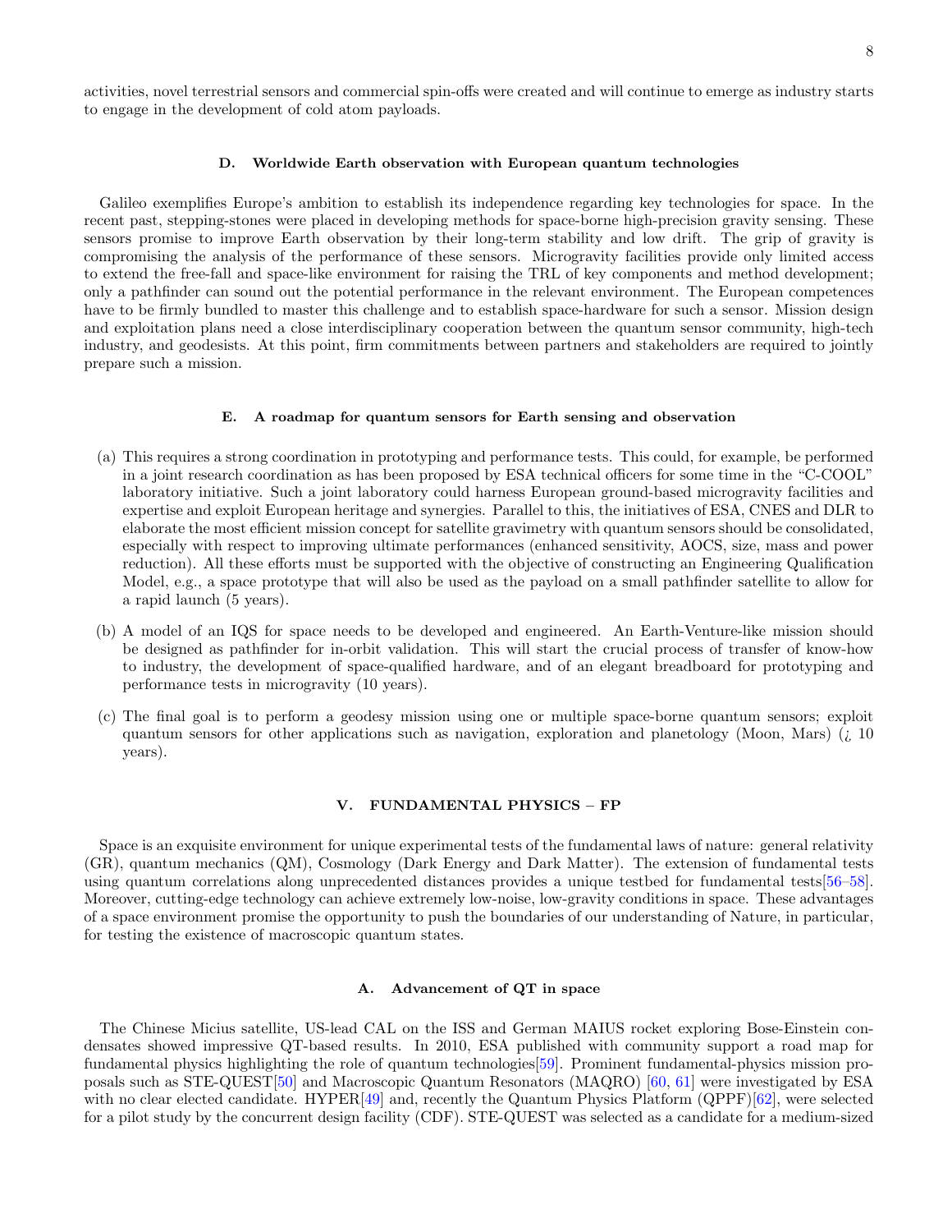activities, novel terrestrial sensors and commercial spin-offs were created and will continue to emerge as industry starts to engage in the development of cold atom payloads.

### D. Worldwide Earth observation with European quantum technologies

Galileo exemplifies Europe's ambition to establish its independence regarding key technologies for space. In the recent past, stepping-stones were placed in developing methods for space-borne high-precision gravity sensing. These sensors promise to improve Earth observation by their long-term stability and low drift. The grip of gravity is compromising the analysis of the performance of these sensors. Microgravity facilities provide only limited access to extend the free-fall and space-like environment for raising the TRL of key components and method development; only a pathfinder can sound out the potential performance in the relevant environment. The European competences have to be firmly bundled to master this challenge and to establish space-hardware for such a sensor. Mission design and exploitation plans need a close interdisciplinary cooperation between the quantum sensor community, high-tech industry, and geodesists. At this point, firm commitments between partners and stakeholders are required to jointly prepare such a mission.

### E. A roadmap for quantum sensors for Earth sensing and observation

(a) This requires a strong coordination in prototyping and performance tests. This could, for example, be performed in a joint research coordination as has been proposed by ESA technical officers for some time in the "C-COOL" laboratory initiative. Such a joint laboratory could harness European ground-based microgravity facilities and expertise and exploit European heritage and synergies. Parallel to this, the initiatives of ESA, CNES and DLR to elaborate the most efficient mission concept for satellite gravimetry with quantum sensors should be consolidated, especially with respect to improving ultimate performances (enhanced sensitivity, AOCS, size, mass and power reduction). All these efforts must be supported with the objective of constructing an Engineering Qualification Model, e.g., a space prototype that will also be used as the payload on a small pathfinder satellite to allow for a rapid launch (5 years).

(b) A model of an IQS for space needs to be developed and engineered. An Earth-Venture-like mission should be designed as pathfinder for in-orbit validation. This will start the crucial process of transfer of know-how to industry, the development of space-qualified hardware, and of an elegant breadboard for prototyping and performance tests in microgravity (10 years).

(c) The final goal is to perform a geodesy mission using one or multiple space-borne quantum sensors; exploit quantum sensors for other applications such as navigation, exploration and planetology (Moon, Mars) (¿ 10 years).

## V. FUNDAMENTAL PHYSICS – FP

Space is an exquisite environment for unique experimental tests of the fundamental laws of nature: general relativity (GR), quantum mechanics (QM), Cosmology (Dark Energy and Dark Matter). The extension of fundamental tests using quantum correlations along unprecedented distances provides a unique testbed for fundamental tests[56–58]. Moreover, cutting-edge technology can achieve extremely low-noise, low-gravity conditions in space. These advantages of a space environment promise the opportunity to push the boundaries of our understanding of Nature, in particular, for testing the existence of macroscopic quantum states.

### A. Advancement of QT in space

The Chinese Micius satellite, US-lead CAL on the ISS and German MAIUS rocket exploring Bose-Einstein condensates showed impressive QT-based results. In 2010, ESA published with community support a road map for fundamental physics highlighting the role of quantum technologies[59]. Prominent fundamental-physics mission proposals such as STE-QUEST[50] and Macroscopic Quantum Resonators (MAQRO) [60, 61] were investigated by ESA with no clear elected candidate. HYPER[49] and, recently the Quantum Physics Platform (QPPF)[62], were selected for a pilot study by the concurrent design facility (CDF). STE-QUEST was selected as a candidate for a medium-sized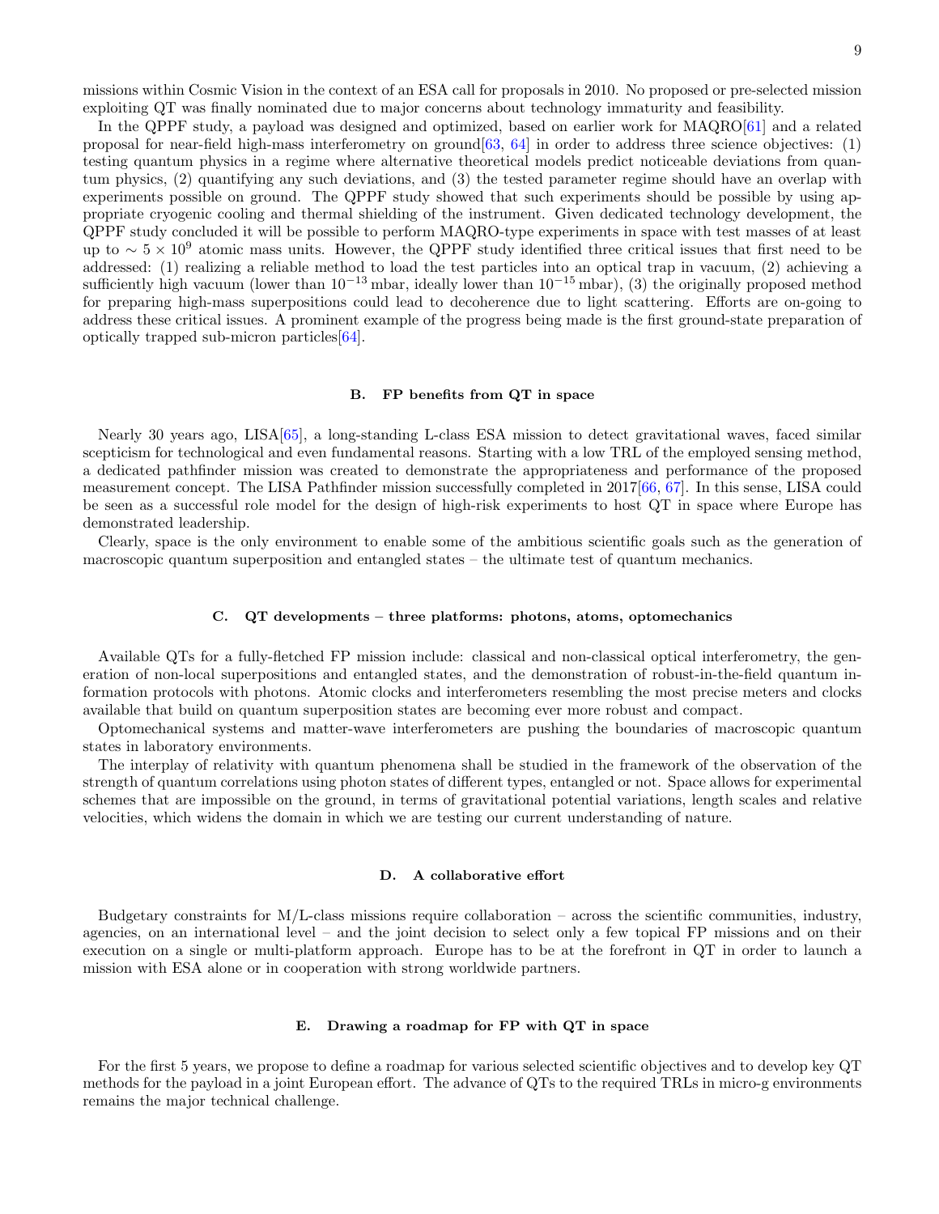missions within Cosmic Vision in the context of an ESA call for proposals in 2010. No proposed or pre-selected mission exploiting QT was finally nominated due to major concerns about technology immaturity and feasibility.

In the QPPF study, a payload was designed and optimized, based on earlier work for MAQRO[61] and a related proposal for near-field high-mass interferometry on ground[63, 64] in order to address three science objectives: (1) testing quantum physics in a regime where alternative theoretical models predict noticeable deviations from quantum physics, (2) quantifying any such deviations, and (3) the tested parameter regime should have an overlap with experiments possible on ground. The QPPF study showed that such experiments should be possible by using appropriate cryogenic cooling and thermal shielding of the instrument. Given dedicated technology development, the QPPF study concluded it will be possible to perform MAQRO-type experiments in space with test masses of at least up to $\sim 5 \times 10^9$ atomic mass units. However, the QPPF study identified three critical issues that first need to be addressed: (1) realizing a reliable method to load the test particles into an optical trap in vacuum, (2) achieving a sufficiently high vacuum (lower than $10^{-13}$ mbar, ideally lower than $10^{-15}$ mbar), (3) the originally proposed method for preparing high-mass superpositions could lead to decoherence due to light scattering. Efforts are on-going to address these critical issues. A prominent example of the progress being made is the first ground-state preparation of optically trapped sub-micron particles[64].

### B. FP benefits from QT in space

Nearly 30 years ago, LISA[65], a long-standing L-class ESA mission to detect gravitational waves, faced similar scepticism for technological and even fundamental reasons. Starting with a low TRL of the employed sensing method, a dedicated pathfinder mission was created to demonstrate the appropriateness and performance of the proposed measurement concept. The LISA Pathfinder mission successfully completed in 2017[66, 67]. In this sense, LISA could be seen as a successful role model for the design of high-risk experiments to host QT in space where Europe has demonstrated leadership.

Clearly, space is the only environment to enable some of the ambitious scientific goals such as the generation of macroscopic quantum superposition and entangled states – the ultimate test of quantum mechanics.

### C. QT developments – three platforms: photons, atoms, optomechanics

Available QTs for a fully-fletched FP mission include: classical and non-classical optical interferometry, the generation of non-local superpositions and entangled states, and the demonstration of robust-in-the-field quantum information protocols with photons. Atomic clocks and interferometers resembling the most precise meters and clocks available that build on quantum superposition states are becoming ever more robust and compact.

Optomechanical systems and matter-wave interferometers are pushing the boundaries of macroscopic quantum states in laboratory environments.

The interplay of relativity with quantum phenomena shall be studied in the framework of the observation of the strength of quantum correlations using photon states of different types, entangled or not. Space allows for experimental schemes that are impossible on the ground, in terms of gravitational potential variations, length scales and relative velocities, which widens the domain in which we are testing our current understanding of nature.

### D. A collaborative effort

Budgetary constraints for M/L-class missions require collaboration – across the scientific communities, industry, agencies, on an international level – and the joint decision to select only a few topical FP missions and on their execution on a single or multi-platform approach. Europe has to be at the forefront in QT in order to launch a mission with ESA alone or in cooperation with strong worldwide partners.

### E. Drawing a roadmap for FP with QT in space

For the first 5 years, we propose to define a roadmap for various selected scientific objectives and to develop key QT methods for the payload in a joint European effort. The advance of QTs to the required TRLs in micro-g environments remains the major technical challenge.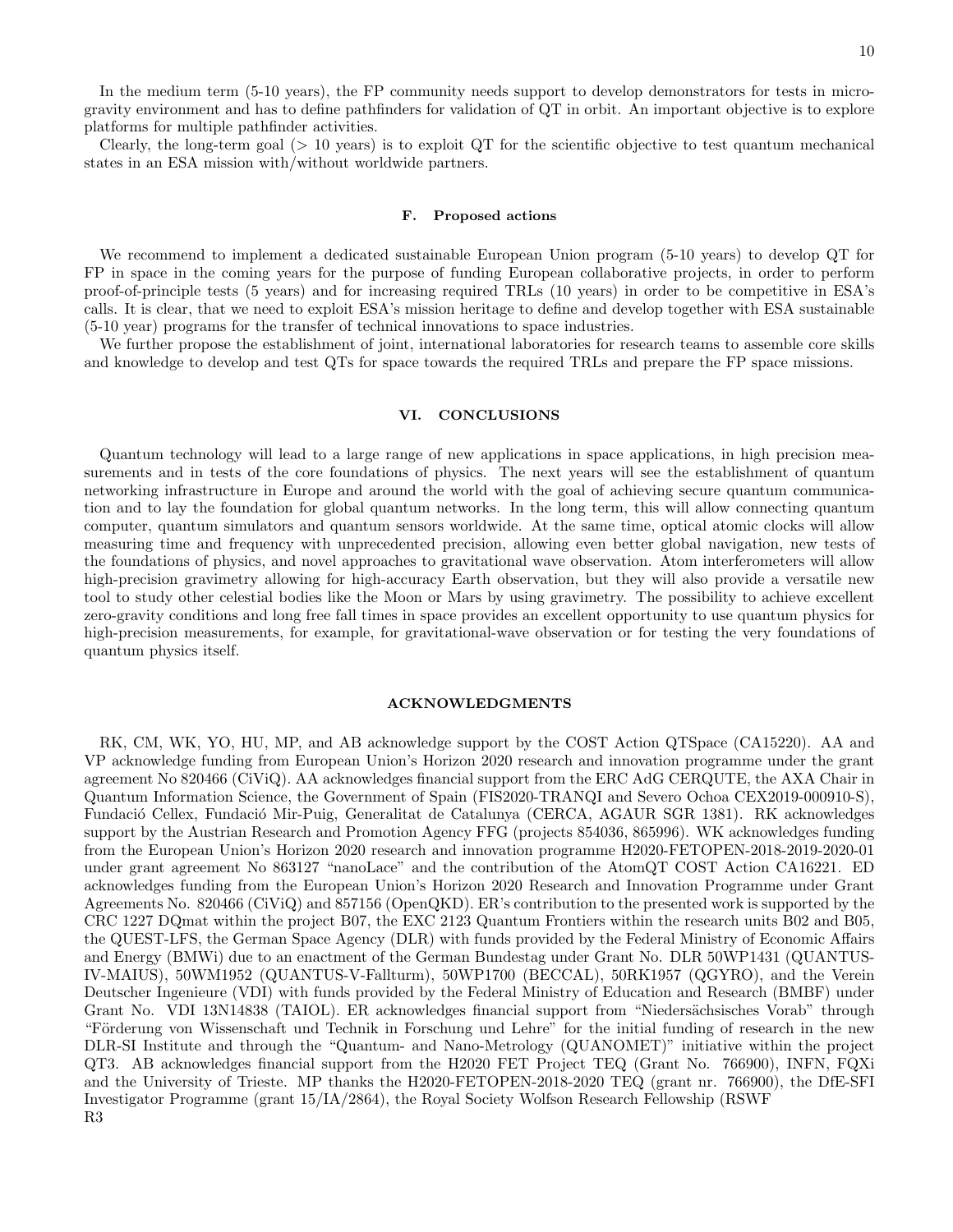In the medium term (5-10 years), the FP community needs support to develop demonstrators for tests in microgravity environment and has to define pathfinders for validation of QT in orbit. An important objective is to explore platforms for multiple pathfinder activities.

Clearly, the long-term goal (> 10 years) is to exploit QT for the scientific objective to test quantum mechanical states in an ESA mission with/without worldwide partners.

### F. Proposed actions

We recommend to implement a dedicated sustainable European Union program (5-10 years) to develop QT for FP in space in the coming years for the purpose of funding European collaborative projects, in order to perform proof-of-principle tests (5 years) and for increasing required TRLs (10 years) in order to be competitive in ESA's calls. It is clear, that we need to exploit ESA's mission heritage to define and develop together with ESA sustainable (5-10 year) programs for the transfer of technical innovations to space industries.

We further propose the establishment of joint, international laboratories for research teams to assemble core skills and knowledge to develop and test QTs for space towards the required TRLs and prepare the FP space missions.

## VI. CONCLUSIONS

Quantum technology will lead to a large range of new applications in space applications, in high precision measurements and in tests of the core foundations of physics. The next years will see the establishment of quantum networking infrastructure in Europe and around the world with the goal of achieving secure quantum communication and to lay the foundation for global quantum networks. In the long term, this will allow connecting quantum computer, quantum simulators and quantum sensors worldwide. At the same time, optical atomic clocks will allow measuring time and frequency with unprecedented precision, allowing even better global navigation, new tests of the foundations of physics, and novel approaches to gravitational wave observation. Atom interferometers will allow high-precision gravimetry allowing for high-accuracy Earth observation, but they will also provide a versatile new tool to study other celestial bodies like the Moon or Mars by using gravimetry. The possibility to achieve excellent zero-gravity conditions and long free fall times in space provides an excellent opportunity to use quantum physics for high-precision measurements, for example, for gravitational-wave observation or for testing the very foundations of quantum physics itself.

## ACKNOWLEDGMENTS

RK, CM, WK, YO, HU, MP, and AB acknowledge support by the COST Action QTSpace (CA15220). AA and VP acknowledge funding from European Union's Horizon 2020 research and innovation programme under the grant agreement No 820466 (CiViQ). AA acknowledges financial support from the ERC AdG CERQUTE, the AXA Chair in Quantum Information Science, the Government of Spain (FIS2020-TRANQI and Severo Ochoa CEX2019-000910-S), Fundació Cellex, Fundació Mir-Puig, Generalitat de Catalunya (CERCA, AGAUR SGR 1381). RK acknowledges support by the Austrian Research and Promotion Agency FFG (projects 854036, 865996). WK acknowledges funding from the European Union's Horizon 2020 research and innovation programme H2020-FETOPEN-2018-2019-2020-01 under grant agreement No 863127 "nanoLace" and the contribution of the AtomQT COST Action CA16221. ED acknowledges funding from the European Union's Horizon 2020 Research and Innovation Programme under Grant Agreements No. 820466 (CiViQ) and 857156 (OpenQKD). ER's contribution to the presented work is supported by the CRC 1227 DQmat within the project B07, the EXC 2123 Quantum Frontiers within the research units B02 and B05, the QUEST-LFS, the German Space Agency (DLR) with funds provided by the Federal Ministry of Economic Affairs and Energy (BMWi) due to an enactment of the German Bundestag under Grant No. DLR 50WP1431 (QUANTUS-IV-MAIUS), 50WM1952 (QUANTUS-V-Fallturm), 50WP1700 (BECCAL), 50RK1957 (QGYRO), and the Verein Deutscher Ingenieure (VDI) with funds provided by the Federal Ministry of Education and Research (BMBF) under Grant No. VDI 13N14838 (TAIOL). ER acknowledges financial support from "Niedersächsisches Vorab" through "Förderung von Wissenschaft und Technik in Forschung und Lehre" for the initial funding of research in the new DLR-SI Institute and through the "Quantum- and Nano-Metrology (QUANOMET)" initiative within the project QT3. AB acknowledges financial support from the H2020 FET Project TEQ (Grant No. 766900), INFN, FQXi and the University of Trieste. MP thanks the H2020-FETOPEN-2018-2020 TEQ (grant nr. 766900), the DfE-SFI Investigator Programme (grant 15/IA/2864), the Royal Society Wolfson Research Fellowship (RSWF R3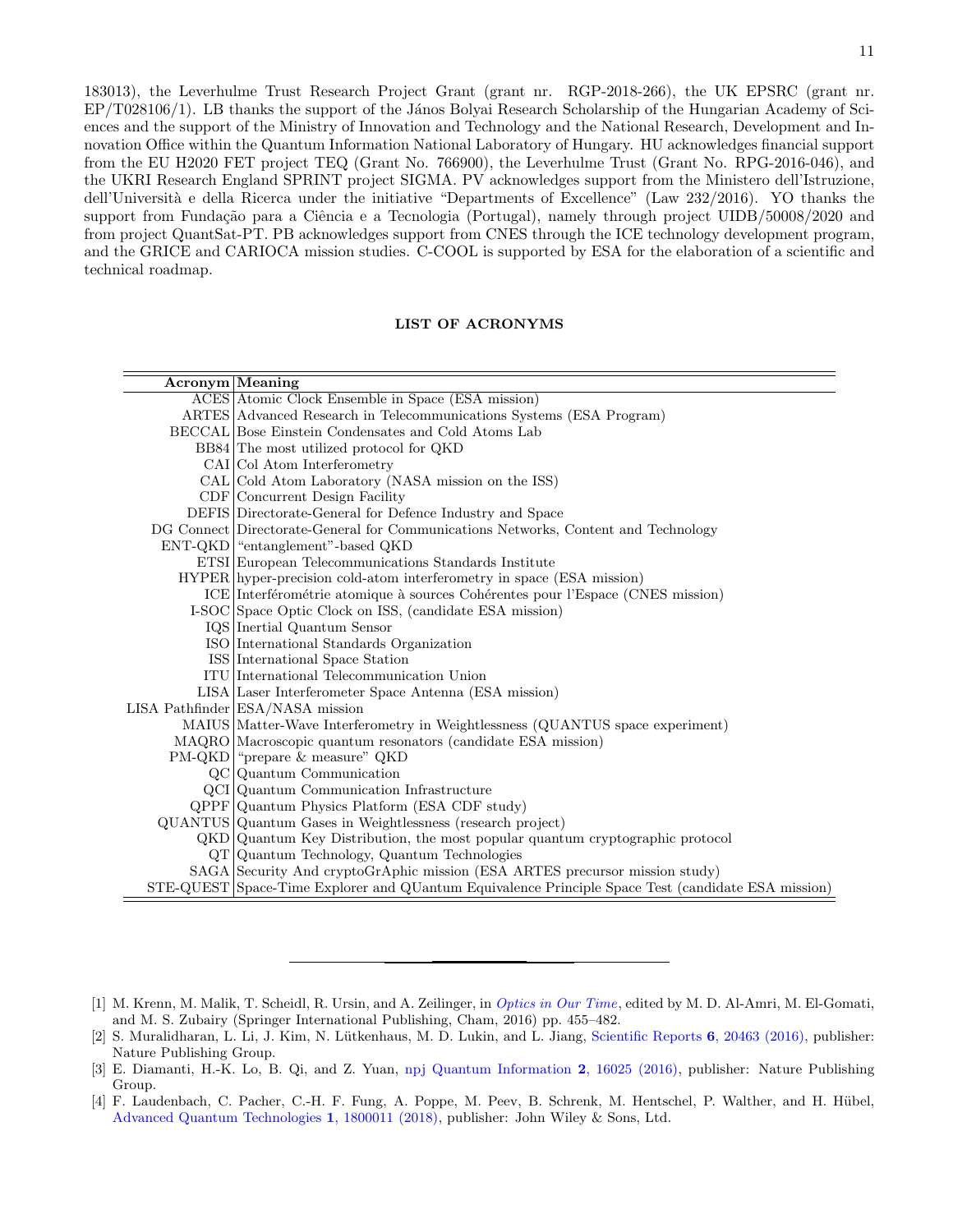183013), the Leverhulme Trust Research Project Grant (grant nr. RGP-2018-266), the UK EPSRC (grant nr. EP/T028106/1). LB thanks the support of the János Bolyai Research Scholarship of the Hungarian Academy of Sciences and the support of the Ministry of Innovation and Technology and the National Research, Development and Innovation Office within the Quantum Information National Laboratory of Hungary. HU acknowledges financial support from the EU H2020 FET project TEQ (Grant No. 766900), the Leverhulme Trust (Grant No. RPG-2016-046), and the UKRI Research England SPRINT project SIGMA. PV acknowledges support from the Ministero dell'Istruzione, dell'Università e della Ricerca under the initiative "Departments of Excellence" (Law 232/2016). YO thanks the support from Fundação para a Ciência e a Tecnologia (Portugal), namely through project UIDB/50008/2020 and from project QuantSat-PT. PB acknowledges support from CNES through the ICE technology development program, and the GRICE and CARIOCA mission studies. C-COOL is supported by ESA for the elaboration of a scientific and technical roadmap.

## LIST OF ACRONYMS

| Acronym | Meaning |
|---:|---|
| ACES | Atomic Clock Ensemble in Space (ESA mission) |
| ARTES | Advanced Research in Telecommunications Systems (ESA Program) |
| BECCAL | Bose Einstein Condensates and Cold Atoms Lab |
| BB84 | The most utilized protocol for QKD |
| CAI | Col Atom Interferometry |
| CAL | Cold Atom Laboratory (NASA mission on the ISS) |
| CDF | Concurrent Design Facility |
| DEFIS | Directorate-General for Defence Industry and Space |
| DG Connect | Directorate-General for Communications Networks, Content and Technology |
| ENT-QKD | "entanglement"-based QKD |
| ETSI | European Telecommunications Standards Institute |
| HYPER | hyper-precision cold-atom interferometry in space (ESA mission) |
| ICE | Interférométrie atomique à sources Cohérentes pour l'Espace (CNES mission) |
| I-SOC | Space Optic Clock on ISS, (candidate ESA mission) |
| IQS | Inertial Quantum Sensor |
| ISO | International Standards Organization |
| ISS | International Space Station |
| ITU | International Telecommunication Union |
| LISA | Laser Interferometer Space Antenna (ESA mission) |
| LISA Pathfinder | ESA/NASA mission |
| MAIUS | Matter-Wave Interferometry in Weightlessness (QUANTUS space experiment) |
| MAQRO | Macroscopic quantum resonators (candidate ESA mission) |
| PM-QKD | "prepare & measure" QKD |
| QC | Quantum Communication |
| QCI | Quantum Communication Infrastructure |
| QPPF | Quantum Physics Platform (ESA CDF study) |
| QUANTUS | Quantum Gases in Weightlessness (research project) |
| QKD | Quantum Key Distribution, the most popular quantum cryptographic protocol |
| QT | Quantum Technology, Quantum Technologies |
| SAGA | Security And cryptoGrAphic mission (ESA ARTES precursor mission study) |
| STE-QUEST | Space-Time Explorer and QUantum Equivalence Principle Space Test (candidate ESA mission) |

---

[1] M. Krenn, M. Malik, T. Scheidl, R. Ursin, and A. Zeilinger, in *Optics in Our Time*, edited by M. D. Al-Amri, M. El-Gomati, and M. S. Zubairy (Springer International Publishing, Cham, 2016) pp. 455–482.

[2] S. Muralidharan, L. Li, J. Kim, N. Lütkenhaus, M. D. Lukin, and L. Jiang, Scientific Reports **6**, 20463 (2016), publisher: Nature Publishing Group.

[3] E. Diamanti, H.-K. Lo, B. Qi, and Z. Yuan, npj Quantum Information **2**, 16025 (2016), publisher: Nature Publishing Group.

[4] F. Laudenbach, C. Pacher, C.-H. F. Fung, A. Poppe, M. Peev, B. Schrenk, M. Hentschel, P. Walther, and H. Hübel, Advanced Quantum Technologies **1**, 1800011 (2018), publisher: John Wiley & Sons, Ltd.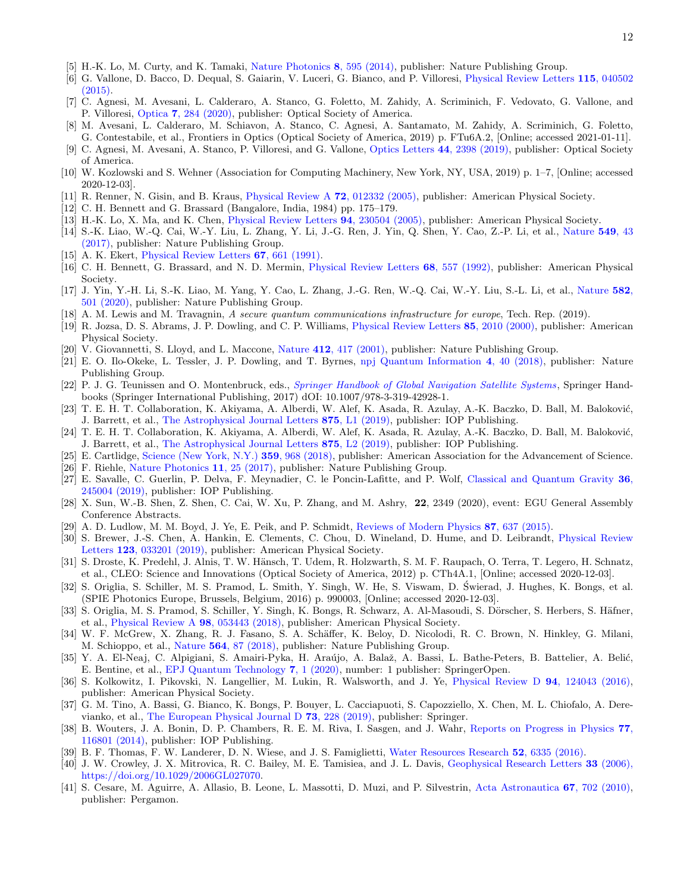[5] H.-K. Lo, M. Curty, and K. Tamaki, Nature Photonics **8**, 595 (2014), publisher: Nature Publishing Group.

[6] G. Vallone, D. Bacco, D. Dequal, S. Gaiarin, V. Luceri, G. Bianco, and P. Villoresi, Physical Review Letters **115**, 040502 (2015).

[7] C. Agnesi, M. Avesani, L. Calderaro, A. Stanco, G. Foletto, M. Zahidy, A. Scriminich, F. Vedovato, G. Vallone, and P. Villoresi, Optica **7**, 284 (2020), publisher: Optical Society of America.

[8] M. Avesani, L. Calderaro, M. Schiavon, A. Stanco, C. Agnesi, A. Santamato, M. Zahidy, A. Scriminich, G. Foletto, G. Contestabile, et al., Frontiers in Optics (Optical Society of America, 2019) p. FTu6A.2, [Online; accessed 2021-01-11].

[9] C. Agnesi, M. Avesani, A. Stanco, P. Villoresi, and G. Vallone, Optics Letters **44**, 2398 (2019), publisher: Optical Society of America.

[10] W. Kozlowski and S. Wehner (Association for Computing Machinery, New York, NY, USA, 2019) p. 1–7, [Online; accessed 2020-12-03].

[11] R. Renner, N. Gisin, and B. Kraus, Physical Review A **72**, 012332 (2005), publisher: American Physical Society.

[12] C. H. Bennett and G. Brassard (Bangalore, India, 1984) pp. 175–179.

[13] H.-K. Lo, X. Ma, and K. Chen, Physical Review Letters **94**, 230504 (2005), publisher: American Physical Society.

[14] S.-K. Liao, W.-Q. Cai, W.-Y. Liu, L. Zhang, Y. Li, J.-G. Ren, J. Yin, Q. Shen, Y. Cao, Z.-P. Li, et al., Nature **549**, 43 (2017), publisher: Nature Publishing Group.

[15] A. K. Ekert, Physical Review Letters **67**, 661 (1991).

[16] C. H. Bennett, G. Brassard, and N. D. Mermin, Physical Review Letters **68**, 557 (1992), publisher: American Physical Society.

[17] J. Yin, Y.-H. Li, S.-K. Liao, M. Yang, Y. Cao, L. Zhang, J.-G. Ren, W.-Q. Cai, W.-Y. Liu, S.-L. Li, et al., Nature **582**, 501 (2020), publisher: Nature Publishing Group.

[18] A. M. Lewis and M. Travagnin, *A secure quantum communications infrastructure for europe*, Tech. Rep. (2019).

[19] R. Jozsa, D. S. Abrams, J. P. Dowling, and C. P. Williams, Physical Review Letters **85**, 2010 (2000), publisher: American Physical Society.

[20] V. Giovannetti, S. Lloyd, and L. Maccone, Nature **412**, 417 (2001), publisher: Nature Publishing Group.

[21] E. O. Ilo-Okeke, L. Tessler, J. P. Dowling, and T. Byrnes, npj Quantum Information **4**, 40 (2018), publisher: Nature Publishing Group.

[22] P. J. G. Teunissen and O. Montenbruck, eds., *Springer Handbook of Global Navigation Satellite Systems*, Springer Handbooks (Springer International Publishing, 2017) dOI: 10.1007/978-3-319-42928-1.

[23] T. E. H. T. Collaboration, K. Akiyama, A. Alberdi, W. Alef, K. Asada, R. Azulay, A.-K. Baczko, D. Ball, M. Baloković, J. Barrett, et al., The Astrophysical Journal Letters **875**, L1 (2019), publisher: IOP Publishing.

[24] T. E. H. T. Collaboration, K. Akiyama, A. Alberdi, W. Alef, K. Asada, R. Azulay, A.-K. Baczko, D. Ball, M. Baloković, J. Barrett, et al., The Astrophysical Journal Letters **875**, L2 (2019), publisher: IOP Publishing.

[25] E. Cartlidge, Science (New York, N.Y.) **359**, 968 (2018), publisher: American Association for the Advancement of Science.

[26] F. Riehle, Nature Photonics **11**, 25 (2017), publisher: Nature Publishing Group.

[27] E. Savalle, C. Guerlin, P. Delva, F. Meynadier, C. le Poncin-Lafitte, and P. Wolf, Classical and Quantum Gravity **36**, 245004 (2019), publisher: IOP Publishing.

[28] X. Sun, W.-B. Shen, Z. Shen, C. Cai, W. Xu, P. Zhang, and M. Ashry, **22**, 2349 (2020), event: EGU General Assembly Conference Abstracts.

[29] A. D. Ludlow, M. M. Boyd, J. Ye, E. Peik, and P. Schmidt, Reviews of Modern Physics **87**, 637 (2015).

[30] S. Brewer, J.-S. Chen, A. Hankin, E. Clements, C. Chou, D. Wineland, D. Hume, and D. Leibrandt, Physical Review Letters **123**, 033201 (2019), publisher: American Physical Society.

[31] S. Droste, K. Predehl, J. Alnis, T. W. Hänsch, T. Udem, R. Holzwarth, S. M. F. Raupach, O. Terra, T. Legero, H. Schnatz, et al., CLEO: Science and Innovations (Optical Society of America, 2012) p. CTh4A.1, [Online; accessed 2020-12-03].

[32] S. Origlia, S. Schiller, M. S. Pramod, L. Smith, Y. Singh, W. He, S. Viswam, D. Świerad, J. Hughes, K. Bongs, et al. (SPIE Photonics Europe, Brussels, Belgium, 2016) p. 990003, [Online; accessed 2020-12-03].

[33] S. Origlia, M. S. Pramod, S. Schiller, Y. Singh, K. Bongs, R. Schwarz, A. Al-Masoudi, S. Dörscher, S. Herbers, S. Häfner, et al., Physical Review A **98**, 053443 (2018), publisher: American Physical Society.

[34] W. F. McGrew, X. Zhang, R. J. Fasano, S. A. Schäffer, K. Beloy, D. Nicolodi, R. C. Brown, N. Hinkley, G. Milani, M. Schioppo, et al., Nature **564**, 87 (2018), publisher: Nature Publishing Group.

[35] Y. A. El-Neaj, C. Alpigiani, S. Amairi-Pyka, H. Araújo, A. Balaž, A. Bassi, L. Bathe-Peters, B. Battelier, A. Belić, E. Bentine, et al., EPJ Quantum Technology **7**, 1 (2020), number: 1 publisher: SpringerOpen.

[36] S. Kolkowitz, I. Pikovski, N. Langellier, M. Lukin, R. Walsworth, and J. Ye, Physical Review D **94**, 124043 (2016), publisher: American Physical Society.

[37] G. M. Tino, A. Bassi, G. Bianco, K. Bongs, P. Bouyer, L. Cacciapuoti, S. Capozziello, X. Chen, M. L. Chiofalo, A. Derevianko, et al., The European Physical Journal D **73**, 228 (2019), publisher: Springer.

[38] B. Wouters, J. A. Bonin, D. P. Chambers, R. E. M. Riva, I. Sasgen, and J. Wahr, Reports on Progress in Physics **77**, 116801 (2014), publisher: IOP Publishing.

[39] B. F. Thomas, F. W. Landerer, D. N. Wiese, and J. S. Famiglietti, Water Resources Research **52**, 6335 (2016).

[40] J. W. Crowley, J. X. Mitrovica, R. C. Bailey, M. E. Tamisiea, and J. L. Davis, Geophysical Research Letters **33** (2006), https://doi.org/10.1029/2006GL027070.

[41] S. Cesare, M. Aguirre, A. Allasio, B. Leone, L. Massotti, D. Muzi, and P. Silvestrin, Acta Astronautica **67**, 702 (2010), publisher: Pergamon.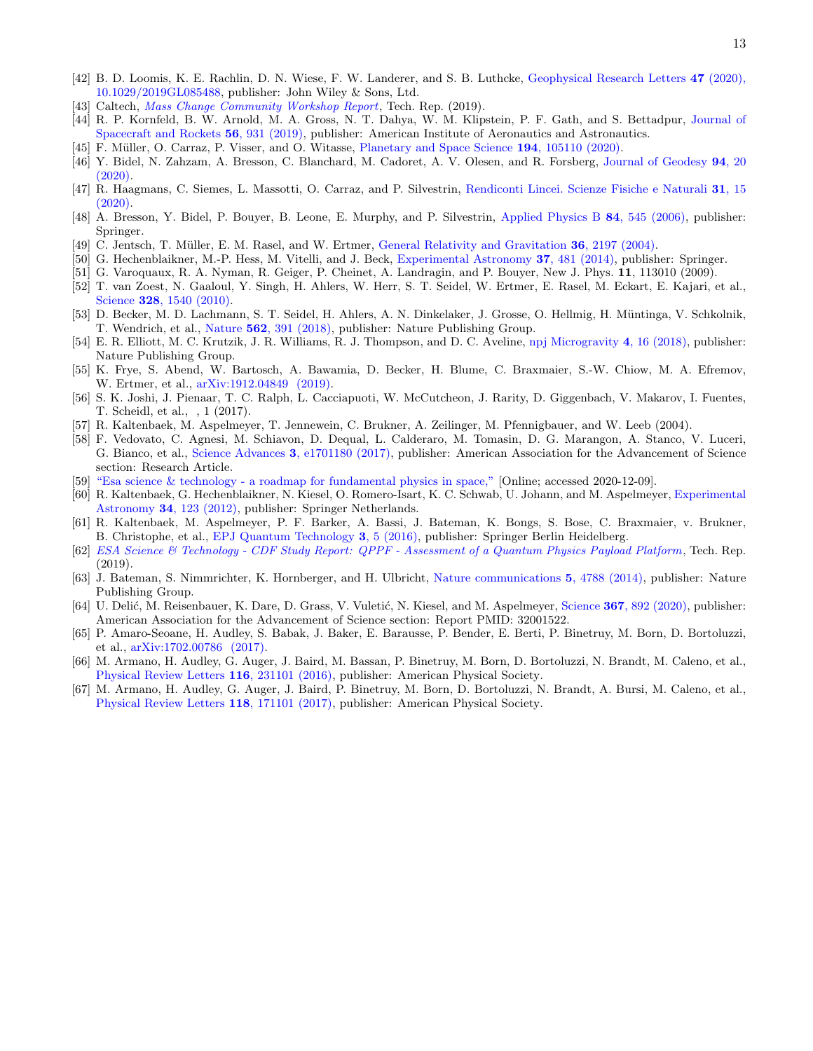[42] B. D. Loomis, K. E. Rachlin, D. N. Wiese, F. W. Landerer, and S. B. Luthcke, Geophysical Research Letters **47** (2020), 10.1029/2019GL085488, publisher: John Wiley & Sons, Ltd.

[43] Caltech, *Mass Change Community Workshop Report*, Tech. Rep. (2019).

[44] R. P. Kornfeld, B. W. Arnold, M. A. Gross, N. T. Dahya, W. M. Klipstein, P. F. Gath, and S. Bettadpur, Journal of Spacecraft and Rockets **56**, 931 (2019), publisher: American Institute of Aeronautics and Astronautics.

[45] F. Müller, O. Carraz, P. Visser, and O. Witasse, Planetary and Space Science **194**, 105110 (2020).

[46] Y. Bidel, N. Zahzam, A. Bresson, C. Blanchard, M. Cadoret, A. V. Olesen, and R. Forsberg, Journal of Geodesy **94**, 20 (2020).

[47] R. Haagmans, C. Siemes, L. Massotti, O. Carraz, and P. Silvestrin, Rendiconti Lincei. Scienze Fisiche e Naturali **31**, 15 (2020).

[48] A. Bresson, Y. Bidel, P. Bouyer, B. Leone, E. Murphy, and P. Silvestrin, Applied Physics B **84**, 545 (2006), publisher: Springer.

[49] C. Jentsch, T. Müller, E. M. Rasel, and W. Ertmer, General Relativity and Gravitation **36**, 2197 (2004).

[50] G. Hechenblaikner, M.-P. Hess, M. Vitelli, and J. Beck, Experimental Astronomy **37**, 481 (2014), publisher: Springer.

[51] G. Varoquaux, R. A. Nyman, R. Geiger, P. Cheinet, A. Landragin, and P. Bouyer, New J. Phys. **11**, 113010 (2009).

[52] T. van Zoest, N. Gaaloul, Y. Singh, H. Ahlers, W. Herr, S. T. Seidel, W. Ertmer, E. Rasel, M. Eckart, E. Kajari, et al., Science **328**, 1540 (2010).

[53] D. Becker, M. D. Lachmann, S. T. Seidel, H. Ahlers, A. N. Dinkelaker, J. Grosse, O. Hellmig, H. Müntinga, V. Schkolnik, T. Wendrich, et al., Nature **562**, 391 (2018), publisher: Nature Publishing Group.

[54] E. R. Elliott, M. C. Krutzik, J. R. Williams, R. J. Thompson, and D. C. Aveline, npj Microgravity **4**, 16 (2018), publisher: Nature Publishing Group.

[55] K. Frye, S. Abend, W. Bartosch, A. Bawamia, D. Becker, H. Blume, C. Braxmaier, S.-W. Chiow, M. A. Efremov, W. Ertmer, et al., arXiv:1912.04849 (2019).

[56] S. K. Joshi, J. Pienaar, T. C. Ralph, L. Cacciapuoti, W. McCutcheon, J. Rarity, D. Giggenbach, V. Makarov, I. Fuentes, T. Scheidl, et al., , 1 (2017).

[57] R. Kaltenbaek, M. Aspelmeyer, T. Jennewein, C. Brukner, A. Zeilinger, M. Pfennigbauer, and W. Leeb (2004).

[58] F. Vedovato, C. Agnesi, M. Schiavon, D. Dequal, L. Calderaro, M. Tomasin, D. G. Marangon, A. Stanco, V. Luceri, G. Bianco, et al., Science Advances **3**, e1701180 (2017), publisher: American Association for the Advancement of Science section: Research Article.

[59] "Esa science & technology - a roadmap for fundamental physics in space," [Online; accessed 2020-12-09].

[60] R. Kaltenbaek, G. Hechenblaikner, N. Kiesel, O. Romero-Isart, K. C. Schwab, U. Johann, and M. Aspelmeyer, Experimental Astronomy **34**, 123 (2012), publisher: Springer Netherlands.

[61] R. Kaltenbaek, M. Aspelmeyer, P. F. Barker, A. Bassi, J. Bateman, K. Bongs, S. Bose, C. Braxmaier, v. Brukner, B. Christophe, et al., EPJ Quantum Technology **3**, 5 (2016), publisher: Springer Berlin Heidelberg.

[62] *ESA Science & Technology - CDF Study Report: QPPF - Assessment of a Quantum Physics Payload Platform*, Tech. Rep. (2019).

[63] J. Bateman, S. Nimmrichter, K. Hornberger, and H. Ulbricht, Nature communications **5**, 4788 (2014), publisher: Nature Publishing Group.

[64] U. Delić, M. Reisenbauer, K. Dare, D. Grass, V. Vuletić, N. Kiesel, and M. Aspelmeyer, Science **367**, 892 (2020), publisher: American Association for the Advancement of Science section: Report PMID: 32001522.

[65] P. Amaro-Seoane, H. Audley, S. Babak, J. Baker, E. Barausse, P. Bender, E. Berti, P. Binetruy, M. Born, D. Bortoluzzi, et al., arXiv:1702.00786 (2017).

[66] M. Armano, H. Audley, G. Auger, J. Baird, M. Bassan, P. Binetruy, M. Born, D. Bortoluzzi, N. Brandt, M. Caleno, et al., Physical Review Letters **116**, 231101 (2016), publisher: American Physical Society.

[67] M. Armano, H. Audley, G. Auger, J. Baird, P. Binetruy, M. Born, D. Bortoluzzi, N. Brandt, A. Bursi, M. Caleno, et al., Physical Review Letters **118**, 171101 (2017), publisher: American Physical Society.